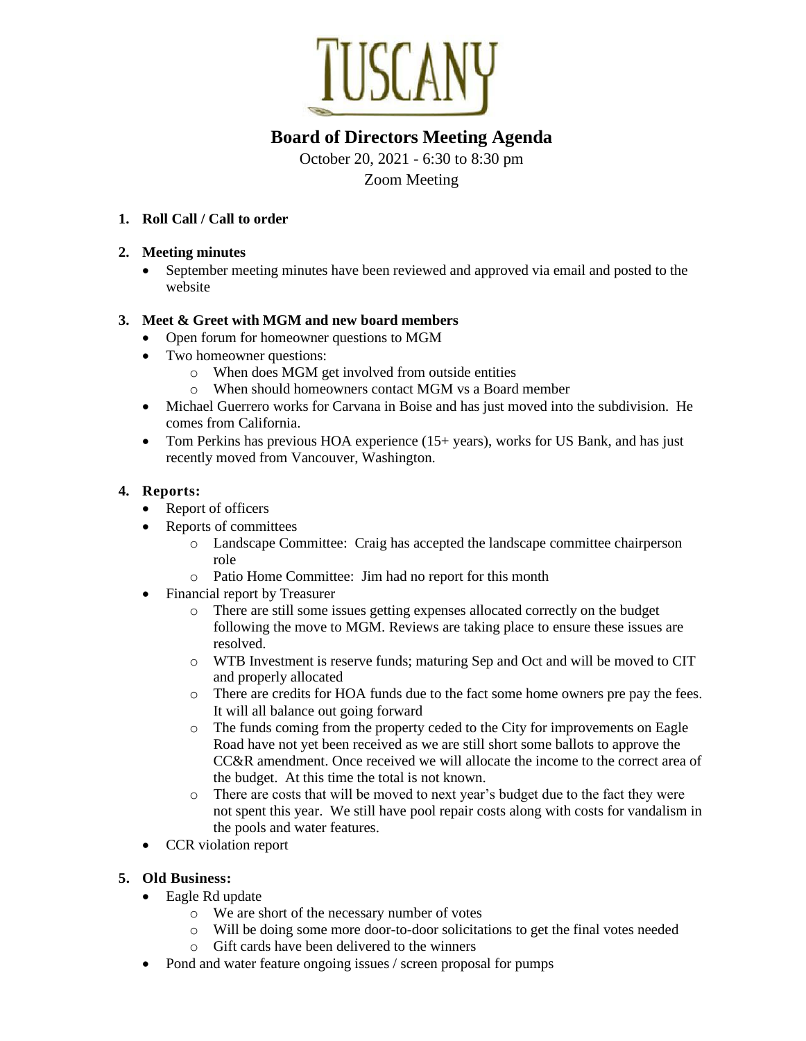# TUSCANY

## Board of Directors Meeting Agenda

October 20, 2021 - 6:30 to 8:30 pm

Zoom Meeting

1. **Roll Call / Call to order**

2. **Meeting minutes**
   - September meeting minutes have been reviewed and approved via email and posted to the website

3. **Meet & Greet with MGM and new board members**
   - Open forum for homeowner questions to MGM
   - Two homeowner questions:
     - When does MGM get involved from outside entities
     - When should homeowners contact MGM vs a Board member
   - Michael Guerrero works for Carvana in Boise and has just moved into the subdivision. He comes from California.
   - Tom Perkins has previous HOA experience (15+ years), works for US Bank, and has just recently moved from Vancouver, Washington.

4. **Reports:**
   - Report of officers
   - Reports of committees
     - Landscape Committee: Craig has accepted the landscape committee chairperson role
     - Patio Home Committee: Jim had no report for this month
   - Financial report by Treasurer
     - There are still some issues getting expenses allocated correctly on the budget following the move to MGM. Reviews are taking place to ensure these issues are resolved.
     - WTB Investment is reserve funds; maturing Sep and Oct and will be moved to CIT and properly allocated
     - There are credits for HOA funds due to the fact some home owners pre pay the fees. It will all balance out going forward
     - The funds coming from the property ceded to the City for improvements on Eagle Road have not yet been received as we are still short some ballots to approve the CC&R amendment. Once received we will allocate the income to the correct area of the budget. At this time the total is not known.
     - There are costs that will be moved to next year's budget due to the fact they were not spent this year. We still have pool repair costs along with costs for vandalism in the pools and water features.
   - CCR violation report

5. **Old Business:**
   - Eagle Rd update
     - We are short of the necessary number of votes
     - Will be doing some more door-to-door solicitations to get the final votes needed
     - Gift cards have been delivered to the winners
   - Pond and water feature ongoing issues / screen proposal for pumps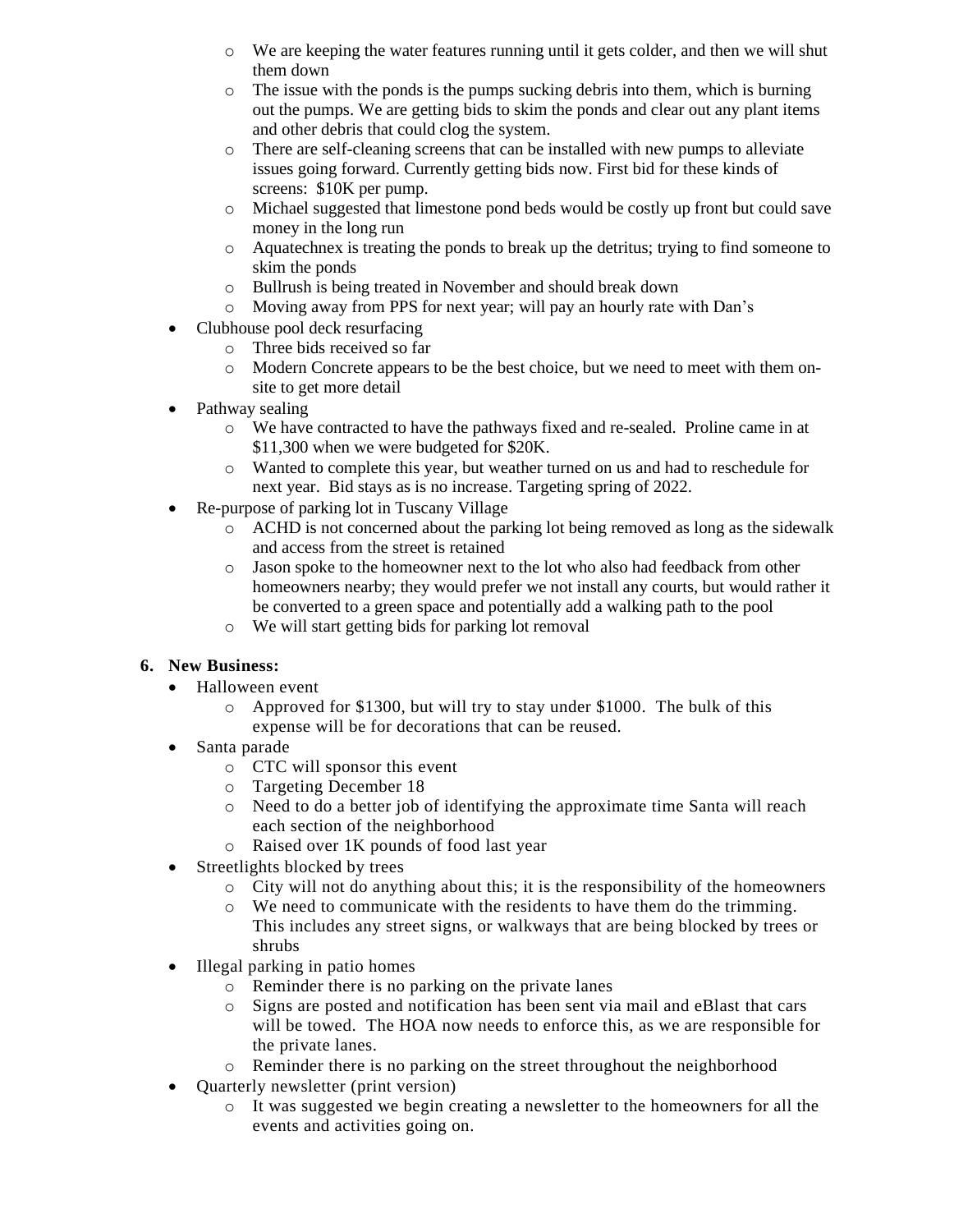- We are keeping the water features running until it gets colder, and then we will shut them down
    - The issue with the ponds is the pumps sucking debris into them, which is burning out the pumps. We are getting bids to skim the ponds and clear out any plant items and other debris that could clog the system.
    - There are self-cleaning screens that can be installed with new pumps to alleviate issues going forward. Currently getting bids now. First bid for these kinds of screens: $10K per pump.
    - Michael suggested that limestone pond beds would be costly up front but could save money in the long run
    - Aquatechnex is treating the ponds to break up the detritus; trying to find someone to skim the ponds
    - Bullrush is being treated in November and should break down
    - Moving away from PPS for next year; will pay an hourly rate with Dan's
- Clubhouse pool deck resurfacing
    - Three bids received so far
    - Modern Concrete appears to be the best choice, but we need to meet with them on-site to get more detail
- Pathway sealing
    - We have contracted to have the pathways fixed and re-sealed. Proline came in at $11,300 when we were budgeted for $20K.
    - Wanted to complete this year, but weather turned on us and had to reschedule for next year. Bid stays as is no increase. Targeting spring of 2022.
- Re-purpose of parking lot in Tuscany Village
    - ACHD is not concerned about the parking lot being removed as long as the sidewalk and access from the street is retained
    - Jason spoke to the homeowner next to the lot who also had feedback from other homeowners nearby; they would prefer we not install any courts, but would rather it be converted to a green space and potentially add a walking path to the pool
    - We will start getting bids for parking lot removal

**6. New Business:**

- Halloween event
    - Approved for $1300, but will try to stay under $1000. The bulk of this expense will be for decorations that can be reused.
- Santa parade
    - CTC will sponsor this event
    - Targeting December 18
    - Need to do a better job of identifying the approximate time Santa will reach each section of the neighborhood
    - Raised over 1K pounds of food last year
- Streetlights blocked by trees
    - City will not do anything about this; it is the responsibility of the homeowners
    - We need to communicate with the residents to have them do the trimming. This includes any street signs, or walkways that are being blocked by trees or shrubs
- Illegal parking in patio homes
    - Reminder there is no parking on the private lanes
    - Signs are posted and notification has been sent via mail and eBlast that cars will be towed. The HOA now needs to enforce this, as we are responsible for the private lanes.
    - Reminder there is no parking on the street throughout the neighborhood
- Quarterly newsletter (print version)
    - It was suggested we begin creating a newsletter to the homeowners for all the events and activities going on.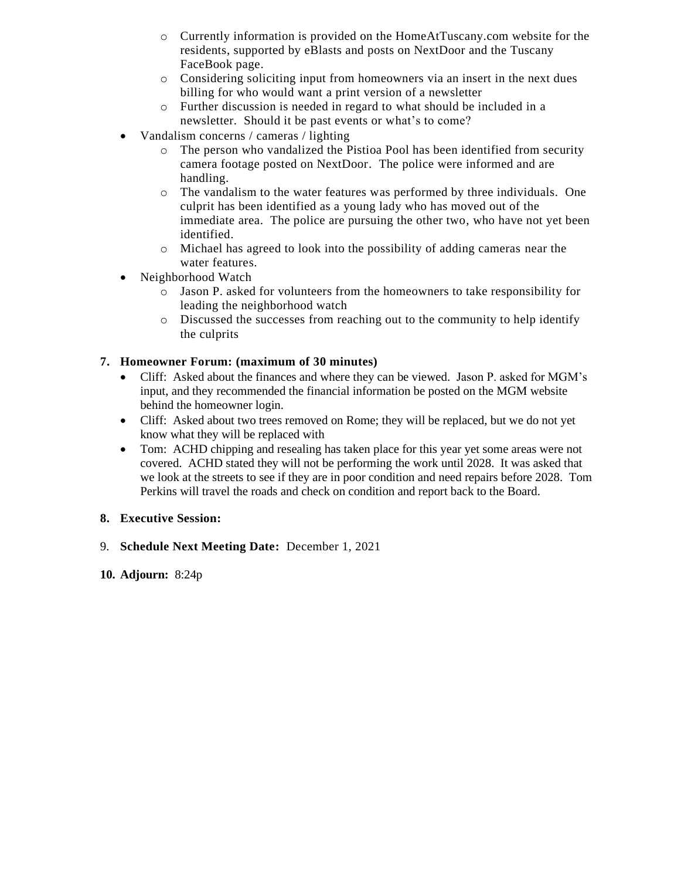- Currently information is provided on the HomeAtTuscany.com website for the residents, supported by eBlasts and posts on NextDoor and the Tuscany FaceBook page.
  - Considering soliciting input from homeowners via an insert in the next dues billing for who would want a print version of a newsletter
  - Further discussion is needed in regard to what should be included in a newsletter. Should it be past events or what's to come?
- Vandalism concerns / cameras / lighting
  - The person who vandalized the Pistioa Pool has been identified from security camera footage posted on NextDoor. The police were informed and are handling.
  - The vandalism to the water features was performed by three individuals. One culprit has been identified as a young lady who has moved out of the immediate area. The police are pursuing the other two, who have not yet been identified.
  - Michael has agreed to look into the possibility of adding cameras near the water features.
- Neighborhood Watch
  - Jason P. asked for volunteers from the homeowners to take responsibility for leading the neighborhood watch
  - Discussed the successes from reaching out to the community to help identify the culprits

**7. Homeowner Forum: (maximum of 30 minutes)**

- Cliff: Asked about the finances and where they can be viewed. Jason P. asked for MGM's input, and they recommended the financial information be posted on the MGM website behind the homeowner login.
- Cliff: Asked about two trees removed on Rome; they will be replaced, but we do not yet know what they will be replaced with
- Tom: ACHD chipping and resealing has taken place for this year yet some areas were not covered. ACHD stated they will not be performing the work until 2028. It was asked that we look at the streets to see if they are in poor condition and need repairs before 2028. Tom Perkins will travel the roads and check on condition and report back to the Board.

**8. Executive Session:**

9. **Schedule Next Meeting Date:** December 1, 2021

**10. Adjourn:** 8:24p